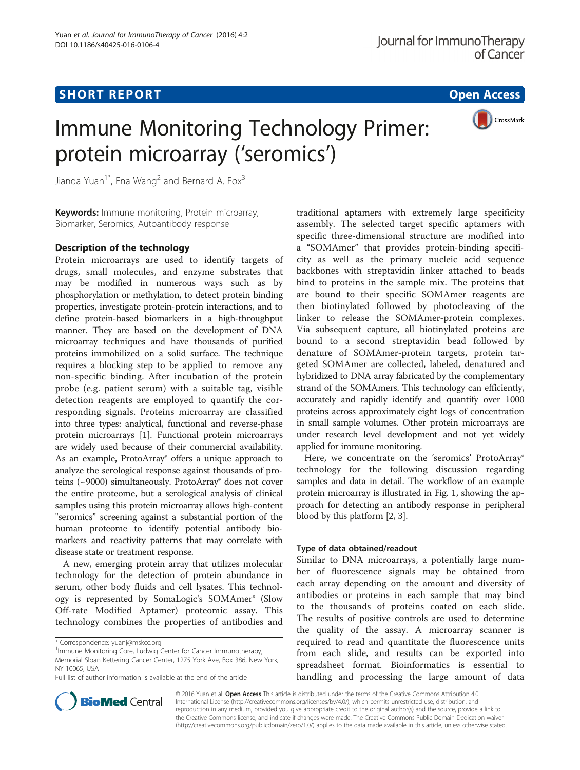# Immune Monitoring Technology Primer: protein microarray ('seromics')

Jianda Yuan[1*], Ena Wang[2] and Bernard A. Fox[3]

**Keywords:** Immune monitoring, Protein microarray, Biomarker, Seromics, Autoantibody response

## Description of the technology

Protein microarrays are used to identify targets of drugs, small molecules, and enzyme substrates that may be modified in numerous ways such as by phosphorylation or methylation, to detect protein binding properties, investigate protein-protein interactions, and to define protein-based biomarkers in a high-throughput manner. They are based on the development of DNA microarray techniques and have thousands of purified proteins immobilized on a solid surface. The technique requires a blocking step to be applied to remove any non-specific binding. After incubation of the protein probe (e.g. patient serum) with a suitable tag, visible detection reagents are employed to quantify the corresponding signals. Proteins microarray are classified into three types: analytical, functional and reverse-phase protein microarrays [1]. Functional protein microarrays are widely used because of their commercial availability. As an example, ProtoArray® offers a unique approach to analyze the serological response against thousands of proteins (~9000) simultaneously. ProtoArray® does not cover the entire proteome, but a serological analysis of clinical samples using this protein microarray allows high-content "seromics" screening against a substantial portion of the human proteome to identify potential antibody biomarkers and reactivity patterns that may correlate with disease state or treatment response.

A new, emerging protein array that utilizes molecular technology for the detection of protein abundance in serum, other body fluids and cell lysates. This technology is represented by SomaLogic's SOMAmer® (Slow Off-rate Modified Aptamer) proteomic assay. This technology combines the properties of antibodies and traditional aptamers with extremely large specificity assembly. The selected target specific aptamers with specific three-dimensional structure are modified into a "SOMAmer" that provides protein-binding specificity as well as the primary nucleic acid sequence backbones with streptavidin linker attached to beads bind to proteins in the sample mix. The proteins that are bound to their specific SOMAmer reagents are then biotinylated followed by photocleaving of the linker to release the SOMAmer-protein complexes. Via subsequent capture, all biotinylated proteins are bound to a second streptavidin bead followed by denature of SOMAmer-protein targets, protein targeted SOMAmer are collected, labeled, denatured and hybridized to DNA array fabricated by the complementary strand of the SOMAmers. This technology can efficiently, accurately and rapidly identify and quantify over 1000 proteins across approximately eight logs of concentration in small sample volumes. Other protein microarrays are under research level development and not yet widely applied for immune monitoring.

Here, we concentrate on the 'seromics' ProtoArray® technology for the following discussion regarding samples and data in detail. The workflow of an example protein microarray is illustrated in Fig. 1, showing the approach for detecting an antibody response in peripheral blood by this platform [2, 3].

### Type of data obtained/readout

Similar to DNA microarrays, a potentially large number of fluorescence signals may be obtained from each array depending on the amount and diversity of antibodies or proteins in each sample that may bind to the thousands of proteins coated on each slide. The results of positive controls are used to determine the quality of the assay. A microarray scanner is required to read and quantitate the fluorescence units from each slide, and results can be exported into spreadsheet format. Bioinformatics is essential to handling and processing the large amount of data

* Correspondence: yuanj@mskcc.org
[1]Immune Monitoring Core, Ludwig Center for Cancer Immunotherapy, Memorial Sloan Kettering Cancer Center, 1275 York Ave, Box 386, New York, NY 10065, USA
Full list of author information is available at the end of the article

© 2016 Yuan et al. **Open Access** This article is distributed under the terms of the Creative Commons Attribution 4.0 International License (http://creativecommons.org/licenses/by/4.0/), which permits unrestricted use, distribution, and reproduction in any medium, provided you give appropriate credit to the original author(s) and the source, provide a link to the Creative Commons license, and indicate if changes were made. The Creative Commons Public Domain Dedication waiver (http://creativecommons.org/publicdomain/zero/1.0/) applies to the data made available in this article, unless otherwise stated.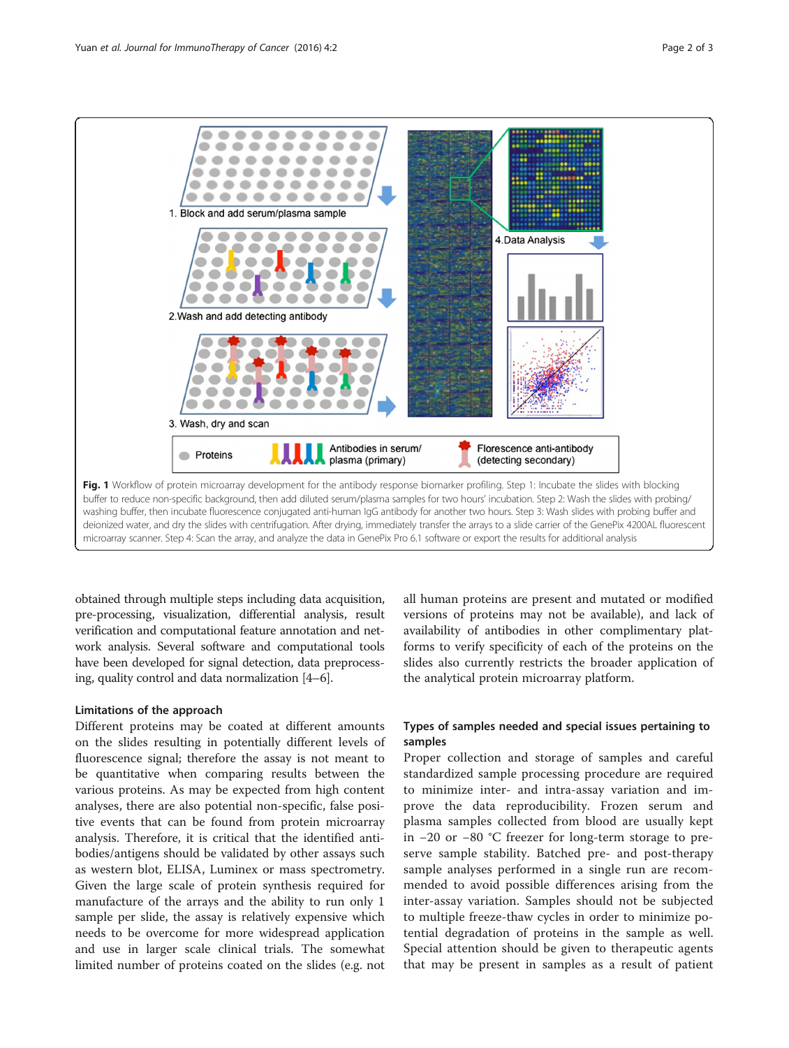**Fig. 1** Workflow of protein microarray development for the antibody response biomarker profiling. Step 1: Incubate the slides with blocking buffer to reduce non-specific background, then add diluted serum/plasma samples for two hours' incubation. Step 2: Wash the slides with probing/washing buffer, then incubate fluorescence conjugated anti-human IgG antibody for another two hours. Step 3: Wash slides with probing buffer and deionized water, and dry the slides with centrifugation. After drying, immediately transfer the arrays to a slide carrier of the GenePix 4200AL fluorescent microarray scanner. Step 4: Scan the array, and analyze the data in GenePix Pro 6.1 software or export the results for additional analysis

obtained through multiple steps including data acquisition, pre-processing, visualization, differential analysis, result verification and computational feature annotation and network analysis. Several software and computational tools have been developed for signal detection, data preprocessing, quality control and data normalization [4–6].

### Limitations of the approach

Different proteins may be coated at different amounts on the slides resulting in potentially different levels of fluorescence signal; therefore the assay is not meant to be quantitative when comparing results between the various proteins. As may be expected from high content analyses, there are also potential non-specific, false positive events that can be found from protein microarray analysis. Therefore, it is critical that the identified antibodies/antigens should be validated by other assays such as western blot, ELISA, Luminex or mass spectrometry. Given the large scale of protein synthesis required for manufacture of the arrays and the ability to run only 1 sample per slide, the assay is relatively expensive which needs to be overcome for more widespread application and use in larger scale clinical trials. The somewhat limited number of proteins coated on the slides (e.g. not all human proteins are present and mutated or modified versions of proteins may not be available), and lack of availability of antibodies in other complimentary platforms to verify specificity of each of the proteins on the slides also currently restricts the broader application of the analytical protein microarray platform.

### Types of samples needed and special issues pertaining to samples

Proper collection and storage of samples and careful standardized sample processing procedure are required to minimize inter- and intra-assay variation and improve the data reproducibility. Frozen serum and plasma samples collected from blood are usually kept in −20 or −80 °C freezer for long-term storage to preserve sample stability. Batched pre- and post-therapy sample analyses performed in a single run are recommended to avoid possible differences arising from the inter-assay variation. Samples should not be subjected to multiple freeze-thaw cycles in order to minimize potential degradation of proteins in the sample as well. Special attention should be given to therapeutic agents that may be present in samples as a result of patient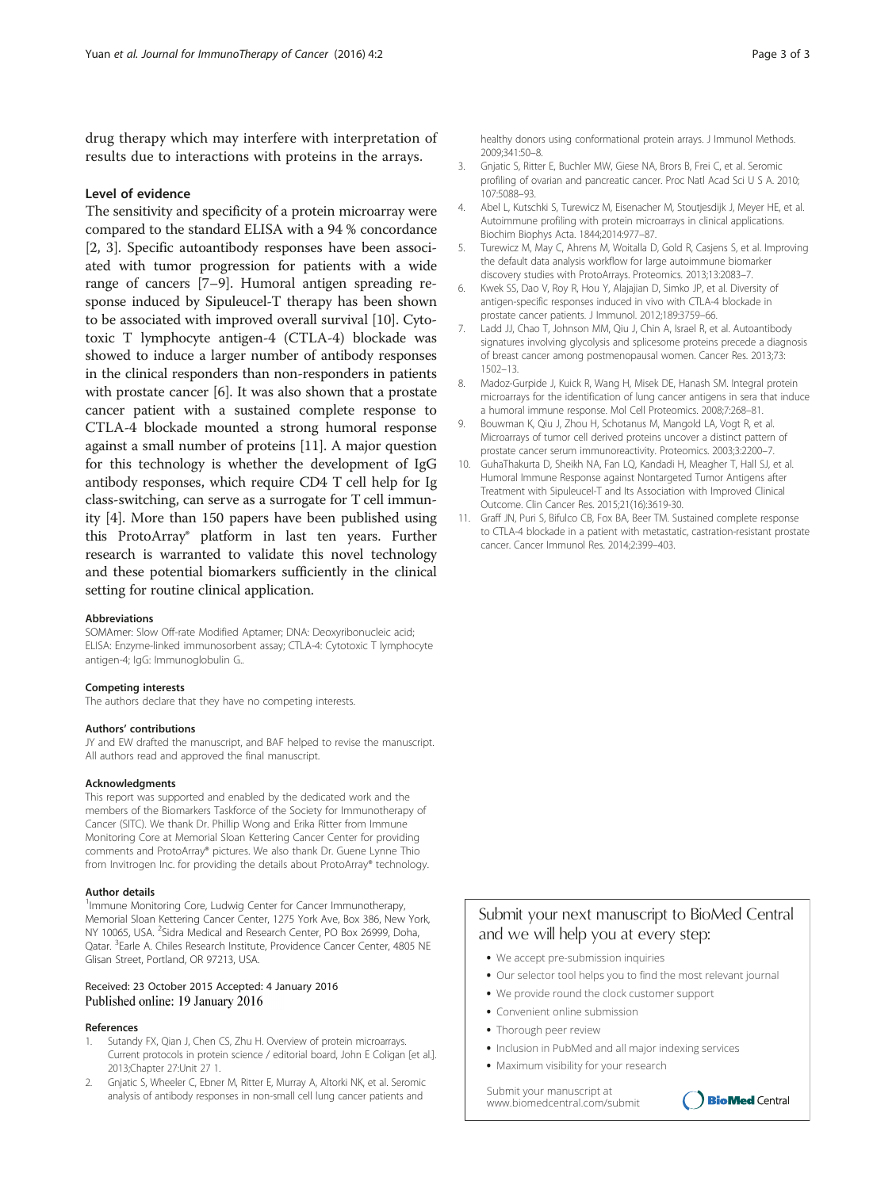drug therapy which may interfere with interpretation of results due to interactions with proteins in the arrays.

## Level of evidence

The sensitivity and specificity of a protein microarray were compared to the standard ELISA with a 94 % concordance [2, 3]. Specific autoantibody responses have been associated with tumor progression for patients with a wide range of cancers [7–9]. Humoral antigen spreading response induced by Sipuleucel-T therapy has been shown to be associated with improved overall survival [10]. Cytotoxic T lymphocyte antigen-4 (CTLA-4) blockade was showed to induce a larger number of antibody responses in the clinical responders than non-responders in patients with prostate cancer [6]. It was also shown that a prostate cancer patient with a sustained complete response to CTLA-4 blockade mounted a strong humoral response against a small number of proteins [11]. A major question for this technology is whether the development of IgG antibody responses, which require CD4 T cell help for Ig class-switching, can serve as a surrogate for T cell immunity [4]. More than 150 papers have been published using this ProtoArray® platform in last ten years. Further research is warranted to validate this novel technology and these potential biomarkers sufficiently in the clinical setting for routine clinical application.

#### Abbreviations

SOMAmer: Slow Off-rate Modified Aptamer; DNA: Deoxyribonucleic acid; ELISA: Enzyme-linked immunosorbent assay; CTLA-4: Cytotoxic T lymphocyte antigen-4; IgG: Immunoglobulin G..

#### Competing interests

The authors declare that they have no competing interests.

#### Authors' contributions

JY and EW drafted the manuscript, and BAF helped to revise the manuscript. All authors read and approved the final manuscript.

#### Acknowledgments

This report was supported and enabled by the dedicated work and the members of the Biomarkers Taskforce of the Society for Immunotherapy of Cancer (SITC). We thank Dr. Phillip Wong and Erika Ritter from Immune Monitoring Core at Memorial Sloan Kettering Cancer Center for providing comments and ProtoArray® pictures. We also thank Dr. Guene Lynne Thio from Invitrogen Inc. for providing the details about ProtoArray® technology.

#### Author details

[1]Immune Monitoring Core, Ludwig Center for Cancer Immunotherapy, Memorial Sloan Kettering Cancer Center, 1275 York Ave, Box 386, New York, NY 10065, USA. [2]Sidra Medical and Research Center, PO Box 26999, Doha, Qatar. [3]Earle A. Chiles Research Institute, Providence Cancer Center, 4805 NE Glisan Street, Portland, OR 97213, USA.

Received: 23 October 2015 Accepted: 4 January 2016
Published online: 19 January 2016

#### References

1. Sutandy FX, Qian J, Chen CS, Zhu H. Overview of protein microarrays. Current protocols in protein science / editorial board, John E Coligan [et al.]. 2013;Chapter 27:Unit 27 1.
2. Gnjatic S, Wheeler C, Ebner M, Ritter E, Murray A, Altorki NK, et al. Seromic analysis of antibody responses in non-small cell lung cancer patients and healthy donors using conformational protein arrays. J Immunol Methods. 2009;341:50–8.
3. Gnjatic S, Ritter E, Buchler MW, Giese NA, Brors B, Frei C, et al. Seromic profiling of ovarian and pancreatic cancer. Proc Natl Acad Sci U S A. 2010; 107:5088–93.
4. Abel L, Kutschki S, Turewicz M, Eisenacher M, Stoutjesdijk J, Meyer HE, et al. Autoimmune profiling with protein microarrays in clinical applications. Biochim Biophys Acta. 1844;2014:977–87.
5. Turewicz M, May C, Ahrens M, Woitalla D, Gold R, Casjens S, et al. Improving the default data analysis workflow for large autoimmune biomarker discovery studies with ProtoArrays. Proteomics. 2013;13:2083–7.
6. Kwek SS, Dao V, Roy R, Hou Y, Alajajian D, Simko JP, et al. Diversity of antigen-specific responses induced in vivo with CTLA-4 blockade in prostate cancer patients. J Immunol. 2012;189:3759–66.
7. Ladd JJ, Chao T, Johnson MM, Qiu J, Chin A, Israel R, et al. Autoantibody signatures involving glycolysis and splicesome proteins precede a diagnosis of breast cancer among postmenopausal women. Cancer Res. 2013;73: 1502–13.
8. Madoz-Gurpide J, Kuick R, Wang H, Misek DE, Hanash SM. Integral protein microarrays for the identification of lung cancer antigens in sera that induce a humoral immune response. Mol Cell Proteomics. 2008;7:268–81.
9. Bouwman K, Qiu J, Zhou H, Schotanus M, Mangold LA, Vogt R, et al. Microarrays of tumor cell derived proteins uncover a distinct pattern of prostate cancer serum immunoreactivity. Proteomics. 2003;3:2200–7.
10. GuhaThakurta D, Sheikh NA, Fan LQ, Kandadi H, Meagher T, Hall SJ, et al. Humoral Immune Response against Nontargeted Tumor Antigens after Treatment with Sipuleucel-T and Its Association with Improved Clinical Outcome. Clin Cancer Res. 2015;21(16):3619-30.
11. Graff JN, Puri S, Bifulco CB, Fox BA, Beer TM. Sustained complete response to CTLA-4 blockade in a patient with metastatic, castration-resistant prostate cancer. Cancer Immunol Res. 2014;2:399–403.

Submit your next manuscript to BioMed Central and we will help you at every step:

- We accept pre-submission inquiries
- Our selector tool helps you to find the most relevant journal
- We provide round the clock customer support
- Convenient online submission
- Thorough peer review
- Inclusion in PubMed and all major indexing services
- Maximum visibility for your research

Submit your manuscript at
www.biomedcentral.com/submit

BioMed Central